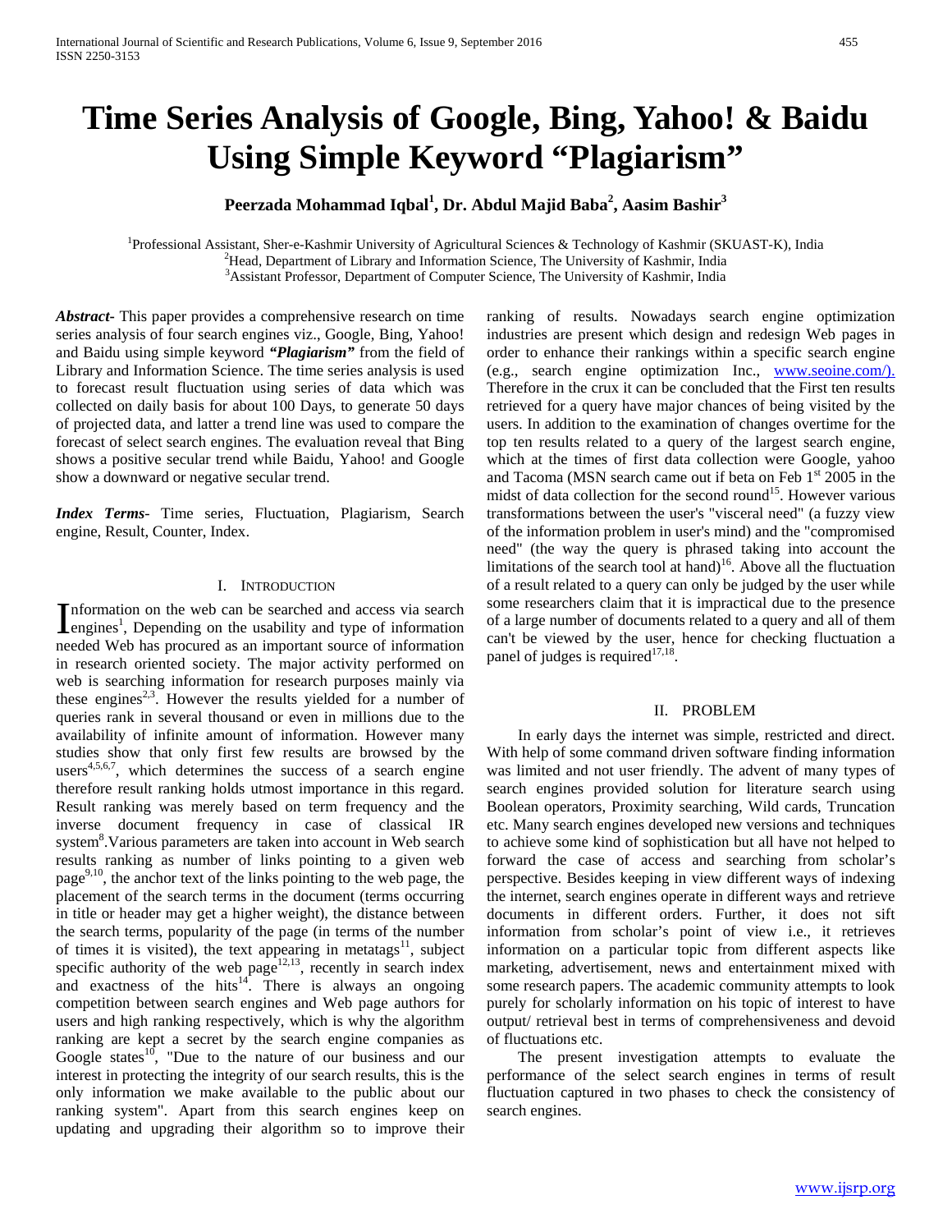# Time Series Analysis of Google, Bing, Yahoo! & Baidu Using Simple Keyword "Plagiarism"

**Peerzada Mohammad Iqbal[1], Dr. Abdul Majid Baba[2], Aasim Bashir[3]**

[1]Professional Assistant, Sher-e-Kashmir University of Agricultural Sciences & Technology of Kashmir (SKUAST-K), India
[2]Head, Department of Library and Information Science, The University of Kashmir, India
[3]Assistant Professor, Department of Computer Science, The University of Kashmir, India

***Abstract*-** This paper provides a comprehensive research on time series analysis of four search engines viz., Google, Bing, Yahoo! and Baidu using simple keyword ***"Plagiarism"*** from the field of Library and Information Science. The time series analysis is used to forecast result fluctuation using series of data which was collected on daily basis for about 100 Days, to generate 50 days of projected data, and latter a trend line was used to compare the forecast of select search engines. The evaluation reveal that Bing shows a positive secular trend while Baidu, Yahoo! and Google show a downward or negative secular trend.

***Index Terms*-** Time series, Fluctuation, Plagiarism, Search engine, Result, Counter, Index.

## I. Introduction

Information on the web can be searched and access via search engines[1], Depending on the usability and type of information needed Web has procured as an important source of information in research oriented society. The major activity performed on web is searching information for research purposes mainly via these engines[2,3]. However the results yielded for a number of queries rank in several thousand or even in millions due to the availability of infinite amount of information. However many studies show that only first few results are browsed by the users[4,5,6,7], which determines the success of a search engine therefore result ranking holds utmost importance in this regard. Result ranking was merely based on term frequency and the inverse document frequency in case of classical IR system[8].Various parameters are taken into account in Web search results ranking as number of links pointing to a given web page[9,10], the anchor text of the links pointing to the web page, the placement of the search terms in the document (terms occurring in title or header may get a higher weight), the distance between the search terms, popularity of the page (in terms of the number of times it is visited), the text appearing in metatags[11], subject specific authority of the web page[12,13], recently in search index and exactness of the hits[14]. There is always an ongoing competition between search engines and Web page authors for users and high ranking respectively, which is why the algorithm ranking are kept a secret by the search engine companies as Google states[10], "Due to the nature of our business and our interest in protecting the integrity of our search results, this is the only information we make available to the public about our ranking system". Apart from this search engines keep on updating and upgrading their algorithm so to improve their ranking of results. Nowadays search engine optimization industries are present which design and redesign Web pages in order to enhance their rankings within a specific search engine (e.g., search engine optimization Inc., www.seoine.com/). Therefore in the crux it can be concluded that the First ten results retrieved for a query have major chances of being visited by the users. In addition to the examination of changes overtime for the top ten results related to a query of the largest search engine, which at the times of first data collection were Google, yahoo and Tacoma (MSN search came out if beta on Feb 1st 2005 in the midst of data collection for the second round[15]. However various transformations between the user's "visceral need" (a fuzzy view of the information problem in user's mind) and the "compromised need" (the way the query is phrased taking into account the limitations of the search tool at hand)[16]. Above all the fluctuation of a result related to a query can only be judged by the user while some researchers claim that it is impractical due to the presence of a large number of documents related to a query and all of them can't be viewed by the user, hence for checking fluctuation a panel of judges is required[17,18].

## II. Problem

In early days the internet was simple, restricted and direct. With help of some command driven software finding information was limited and not user friendly. The advent of many types of search engines provided solution for literature search using Boolean operators, Proximity searching, Wild cards, Truncation etc. Many search engines developed new versions and techniques to achieve some kind of sophistication but all have not helped to forward the case of access and searching from scholar's perspective. Besides keeping in view different ways of indexing the internet, search engines operate in different ways and retrieve documents in different orders. Further, it does not sift information from scholar's point of view i.e., it retrieves information on a particular topic from different aspects like marketing, advertisement, news and entertainment mixed with some research papers. The academic community attempts to look purely for scholarly information on his topic of interest to have output/ retrieval best in terms of comprehensiveness and devoid of fluctuations etc.

The present investigation attempts to evaluate the performance of the select search engines in terms of result fluctuation captured in two phases to check the consistency of search engines.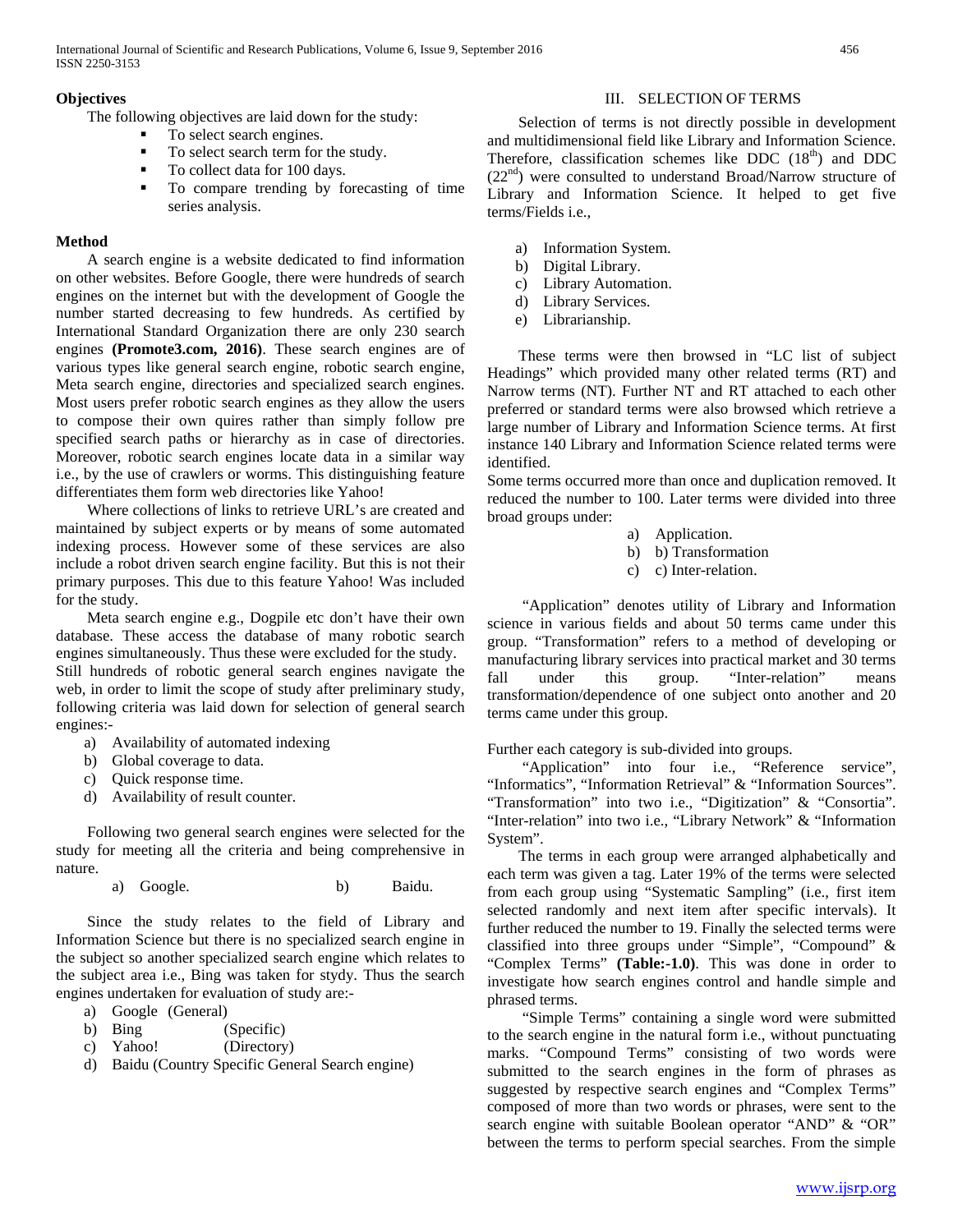### Objectives

The following objectives are laid down for the study:

- To select search engines.
- To select search term for the study.
- To collect data for 100 days.
- To compare trending by forecasting of time series analysis.

### Method

A search engine is a website dedicated to find information on other websites. Before Google, there were hundreds of search engines on the internet but with the development of Google the number started decreasing to few hundreds. As certified by International Standard Organization there are only 230 search engines **(Promote3.com, 2016)**. These search engines are of various types like general search engine, robotic search engine, Meta search engine, directories and specialized search engines. Most users prefer robotic search engines as they allow the users to compose their own quires rather than simply follow pre specified search paths or hierarchy as in case of directories. Moreover, robotic search engines locate data in a similar way i.e., by the use of crawlers or worms. This distinguishing feature differentiates them form web directories like Yahoo!

Where collections of links to retrieve URL's are created and maintained by subject experts or by means of some automated indexing process. However some of these services are also include a robot driven search engine facility. But this is not their primary purposes. This due to this feature Yahoo! Was included for the study.

Meta search engine e.g., Dogpile etc don't have their own database. These access the database of many robotic search engines simultaneously. Thus these were excluded for the study.
Still hundreds of robotic general search engines navigate the web, in order to limit the scope of study after preliminary study, following criteria was laid down for selection of general search engines:-

a) Availability of automated indexing
b) Global coverage to data.
c) Quick response time.
d) Availability of result counter.

Following two general search engines were selected for the study for meeting all the criteria and being comprehensive in nature.

a) Google. b) Baidu.

Since the study relates to the field of Library and Information Science but there is no specialized search engine in the subject so another specialized search engine which relates to the subject area i.e., Bing was taken for stydy. Thus the search engines undertaken for evaluation of study are:-

a) Google (General)
b) Bing (Specific)
c) Yahoo! (Directory)
d) Baidu (Country Specific General Search engine)

## III. SELECTION OF TERMS

Selection of terms is not directly possible in development and multidimensional field like Library and Information Science. Therefore, classification schemes like DDC (18th) and DDC (22nd) were consulted to understand Broad/Narrow structure of Library and Information Science. It helped to get five terms/Fields i.e.,

a) Information System.
b) Digital Library.
c) Library Automation.
d) Library Services.
e) Librarianship.

These terms were then browsed in "LC list of subject Headings" which provided many other related terms (RT) and Narrow terms (NT). Further NT and RT attached to each other preferred or standard terms were also browsed which retrieve a large number of Library and Information Science terms. At first instance 140 Library and Information Science related terms were identified.
Some terms occurred more than once and duplication removed. It reduced the number to 100. Later terms were divided into three broad groups under:

a) Application.
b) b) Transformation
c) c) Inter-relation.

"Application" denotes utility of Library and Information science in various fields and about 50 terms came under this group. "Transformation" refers to a method of developing or manufacturing library services into practical market and 30 terms fall under this group. "Inter-relation" means transformation/dependence of one subject onto another and 20 terms came under this group.

Further each category is sub-divided into groups.
"Application" into four i.e., "Reference service", "Informatics", "Information Retrieval" & "Information Sources". "Transformation" into two i.e., "Digitization" & "Consortia". "Inter-relation" into two i.e., "Library Network" & "Information System".

The terms in each group were arranged alphabetically and each term was given a tag. Later 19% of the terms were selected from each group using "Systematic Sampling" (i.e., first item selected randomly and next item after specific intervals). It further reduced the number to 19. Finally the selected terms were classified into three groups under "Simple", "Compound" & "Complex Terms" **(Table:-1.0)**. This was done in order to investigate how search engines control and handle simple and phrased terms.

"Simple Terms" containing a single word were submitted to the search engine in the natural form i.e., without punctuating marks. "Compound Terms" consisting of two words were submitted to the search engines in the form of phrases as suggested by respective search engines and "Complex Terms" composed of more than two words or phrases, were sent to the search engine with suitable Boolean operator "AND" & "OR" between the terms to perform special searches. From the simple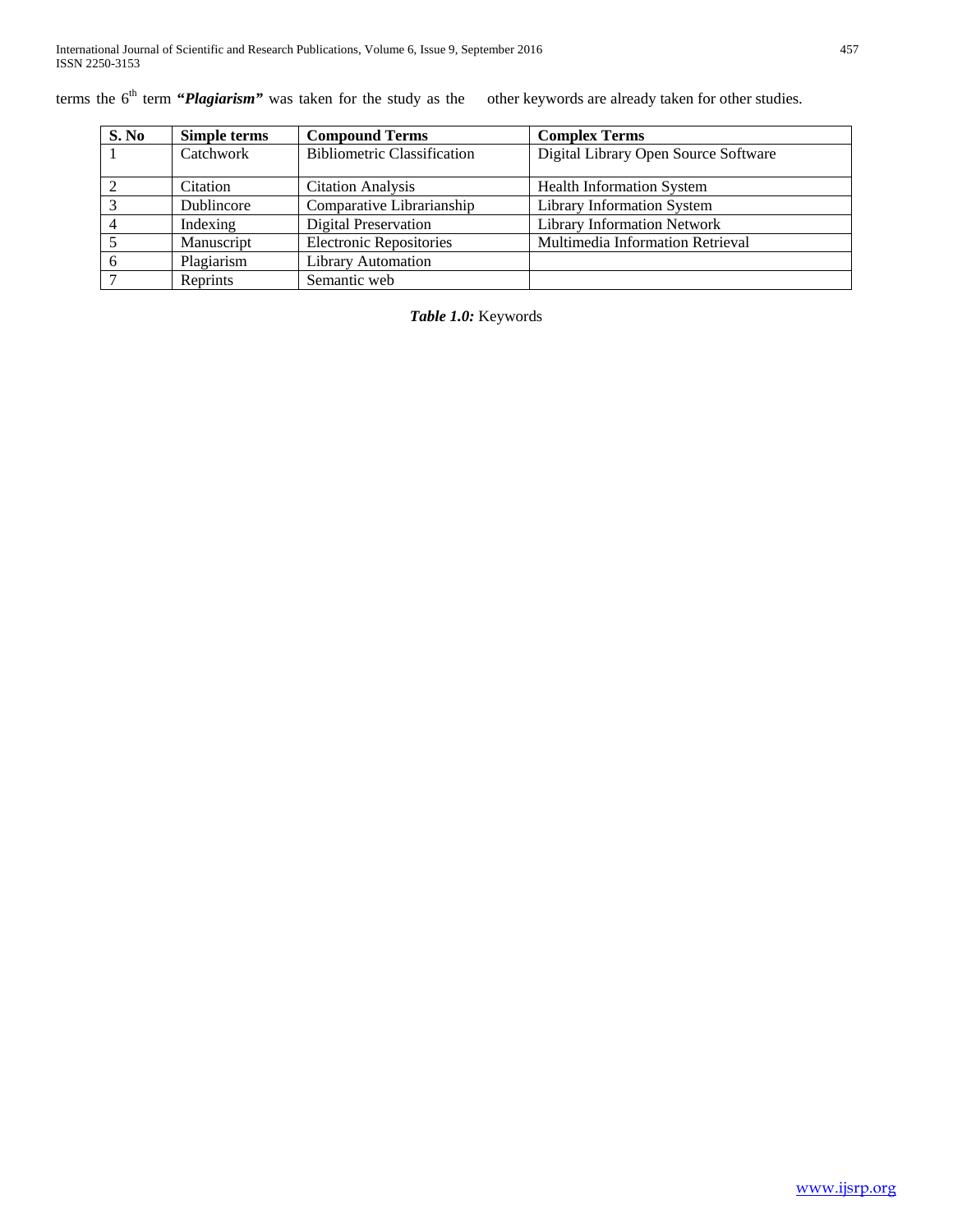terms the 6th term ***"Plagiarism"*** was taken for the study as the other keywords are already taken for other studies.

| S. No | Simple terms | Compound Terms | Complex Terms |
|---|---|---|---|
| 1 | Catchwork | Bibliometric Classification | Digital Library Open Source Software |
| 2 | Citation | Citation Analysis | Health Information System |
| 3 | Dublincore | Comparative Librarianship | Library Information System |
| 4 | Indexing | Digital Preservation | Library Information Network |
| 5 | Manuscript | Electronic Repositories | Multimedia Information Retrieval |
| 6 | Plagiarism | Library Automation | |
| 7 | Reprints | Semantic web | |

***Table 1.0:*** Keywords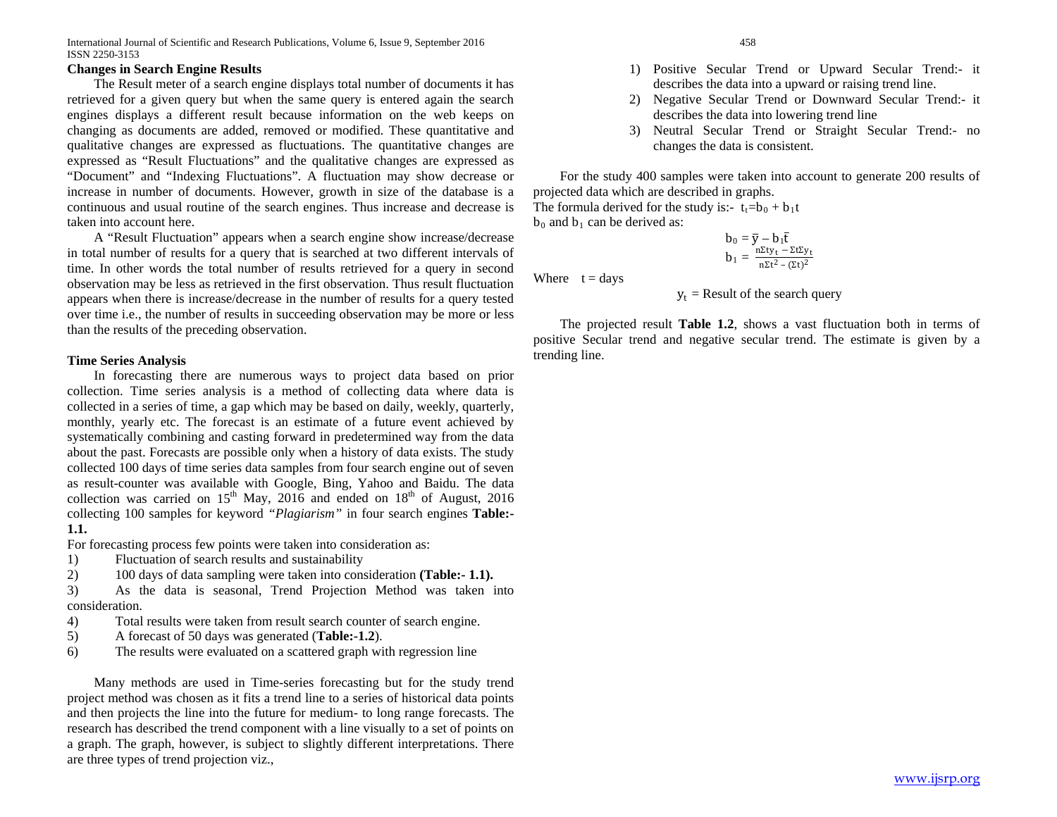### Changes in Search Engine Results

The Result meter of a search engine displays total number of documents it has retrieved for a given query but when the same query is entered again the search engines displays a different result because information on the web keeps on changing as documents are added, removed or modified. These quantitative and qualitative changes are expressed as fluctuations. The quantitative changes are expressed as "Result Fluctuations" and the qualitative changes are expressed as "Document" and "Indexing Fluctuations". A fluctuation may show decrease or increase in number of documents. However, growth in size of the database is a continuous and usual routine of the search engines. Thus increase and decrease is taken into account here.

A "Result Fluctuation" appears when a search engine show increase/decrease in total number of results for a query that is searched at two different intervals of time. In other words the total number of results retrieved for a query in second observation may be less as retrieved in the first observation. Thus result fluctuation appears when there is increase/decrease in the number of results for a query tested over time i.e., the number of results in succeeding observation may be more or less than the results of the preceding observation.

### Time Series Analysis

In forecasting there are numerous ways to project data based on prior collection. Time series analysis is a method of collecting data where data is collected in a series of time, a gap which may be based on daily, weekly, quarterly, monthly, yearly etc. The forecast is an estimate of a future event achieved by systematically combining and casting forward in predetermined way from the data about the past. Forecasts are possible only when a history of data exists. The study collected 100 days of time series data samples from four search engine out of seven as result-counter was available with Google, Bing, Yahoo and Baidu. The data collection was carried on 15th May, 2016 and ended on 18th of August, 2016 collecting 100 samples for keyword *"Plagiarism"* in four search engines **Table:-1.1.**

For forecasting process few points were taken into consideration as:

1) Fluctuation of search results and sustainability
2) 100 days of data sampling were taken into consideration **(Table:- 1.1).**
3) As the data is seasonal, Trend Projection Method was taken into consideration.
4) Total results were taken from result search counter of search engine.
5) A forecast of 50 days was generated (**Table:-1.2**).
6) The results were evaluated on a scattered graph with regression line

Many methods are used in Time-series forecasting but for the study trend project method was chosen as it fits a trend line to a series of historical data points and then projects the line into the future for medium- to long range forecasts. The research has described the trend component with a line visually to a set of points on a graph. The graph, however, is subject to slightly different interpretations. There are three types of trend projection viz.,

1) Positive Secular Trend or Upward Secular Trend:- it describes the data into a upward or raising trend line.
2) Negative Secular Trend or Downward Secular Trend:- it describes the data into lowering trend line
3) Neutral Secular Trend or Straight Secular Trend:- no changes the data is consistent.

For the study 400 samples were taken into account to generate 200 results of projected data which are described in graphs.

The formula derived for the study is:- $t_t = b_0 + b_1 t$

$b_0$ and $b_1$ can be derived as:

$$b_0 = \bar{y} - b_1\bar{t}$$

$$b_1 = \frac{n\Sigma t y_t - \Sigma t \Sigma y_t}{n\Sigma t^2 - (\Sigma t)^2}$$

Where $t$ = days

$y_t$ = Result of the search query

The projected result **Table 1.2**, shows a vast fluctuation both in terms of positive Secular trend and negative secular trend. The estimate is given by a trending line.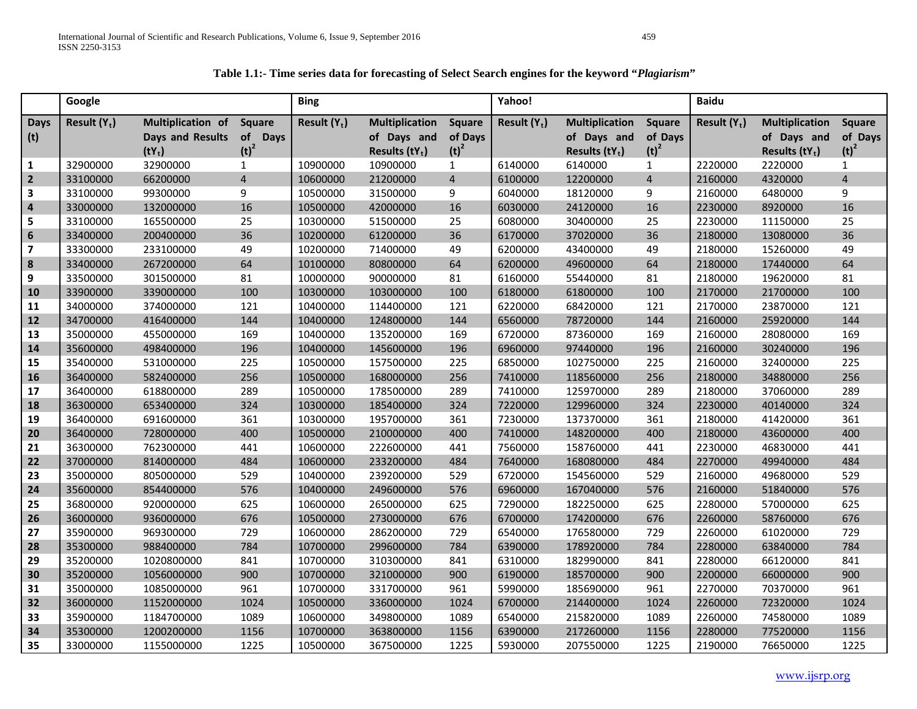**Table 1.1:- Time series data for forecasting of Select Search engines for the keyword "*Plagiarism*"**

| | Google | | | Bing | | | Yahoo! | | | Baidu | | |
|---|---|---|---|---|---|---|---|---|---|---|---|---|
| **Days (t)** | **Result ($Y_t$)** | **Multiplication of Days and Results ($tY_t$)** | **Square of Days $(t)^2$** | **Result ($Y_t$)** | **Multiplication of Days and Results ($tY_t$)** | **Square of Days $(t)^2$** | **Result ($Y_t$)** | **Multiplication of Days and Results ($tY_t$)** | **Square of Days $(t)^2$** | **Result ($Y_t$)** | **Multiplication of Days and Results ($tY_t$)** | **Square of Days $(t)^2$** |
| **1** | 32900000 | 32900000 | 1 | 10900000 | 10900000 | 1 | 6140000 | 6140000 | 1 | 2220000 | 2220000 | 1 |
| **2** | 33100000 | 66200000 | 4 | 10600000 | 21200000 | 4 | 6100000 | 12200000 | 4 | 2160000 | 4320000 | 4 |
| **3** | 33100000 | 99300000 | 9 | 10500000 | 31500000 | 9 | 6040000 | 18120000 | 9 | 2160000 | 6480000 | 9 |
| **4** | 33000000 | 132000000 | 16 | 10500000 | 42000000 | 16 | 6030000 | 24120000 | 16 | 2230000 | 8920000 | 16 |
| **5** | 33100000 | 165500000 | 25 | 10300000 | 51500000 | 25 | 6080000 | 30400000 | 25 | 2230000 | 11150000 | 25 |
| **6** | 33400000 | 200400000 | 36 | 10200000 | 61200000 | 36 | 6170000 | 37020000 | 36 | 2180000 | 13080000 | 36 |
| **7** | 33300000 | 233100000 | 49 | 10200000 | 71400000 | 49 | 6200000 | 43400000 | 49 | 2180000 | 15260000 | 49 |
| **8** | 33400000 | 267200000 | 64 | 10100000 | 80800000 | 64 | 6200000 | 49600000 | 64 | 2180000 | 17440000 | 64 |
| **9** | 33500000 | 301500000 | 81 | 10000000 | 90000000 | 81 | 6160000 | 55440000 | 81 | 2180000 | 19620000 | 81 |
| **10** | 33900000 | 339000000 | 100 | 10300000 | 103000000 | 100 | 6180000 | 61800000 | 100 | 2170000 | 21700000 | 100 |
| **11** | 34000000 | 374000000 | 121 | 10400000 | 114400000 | 121 | 6220000 | 68420000 | 121 | 2170000 | 23870000 | 121 |
| **12** | 34700000 | 416400000 | 144 | 10400000 | 124800000 | 144 | 6560000 | 78720000 | 144 | 2160000 | 25920000 | 144 |
| **13** | 35000000 | 455000000 | 169 | 10400000 | 135200000 | 169 | 6720000 | 87360000 | 169 | 2160000 | 28080000 | 169 |
| **14** | 35600000 | 498400000 | 196 | 10400000 | 145600000 | 196 | 6960000 | 97440000 | 196 | 2160000 | 30240000 | 196 |
| **15** | 35400000 | 531000000 | 225 | 10500000 | 157500000 | 225 | 6850000 | 102750000 | 225 | 2160000 | 32400000 | 225 |
| **16** | 36400000 | 582400000 | 256 | 10500000 | 168000000 | 256 | 7410000 | 118560000 | 256 | 2180000 | 34880000 | 256 |
| **17** | 36400000 | 618800000 | 289 | 10500000 | 178500000 | 289 | 7410000 | 125970000 | 289 | 2180000 | 37060000 | 289 |
| **18** | 36300000 | 653400000 | 324 | 10300000 | 185400000 | 324 | 7220000 | 129960000 | 324 | 2230000 | 40140000 | 324 |
| **19** | 36400000 | 691600000 | 361 | 10300000 | 195700000 | 361 | 7230000 | 137370000 | 361 | 2180000 | 41420000 | 361 |
| **20** | 36400000 | 728000000 | 400 | 10500000 | 210000000 | 400 | 7410000 | 148200000 | 400 | 2180000 | 43600000 | 400 |
| **21** | 36300000 | 762300000 | 441 | 10600000 | 222600000 | 441 | 7560000 | 158760000 | 441 | 2230000 | 46830000 | 441 |
| **22** | 37000000 | 814000000 | 484 | 10600000 | 233200000 | 484 | 7640000 | 168080000 | 484 | 2270000 | 49940000 | 484 |
| **23** | 35000000 | 805000000 | 529 | 10400000 | 239200000 | 529 | 6720000 | 154560000 | 529 | 2160000 | 49680000 | 529 |
| **24** | 35600000 | 854400000 | 576 | 10400000 | 249600000 | 576 | 6960000 | 167040000 | 576 | 2160000 | 51840000 | 576 |
| **25** | 36800000 | 920000000 | 625 | 10600000 | 265000000 | 625 | 7290000 | 182250000 | 625 | 2280000 | 57000000 | 625 |
| **26** | 36000000 | 936000000 | 676 | 10500000 | 273000000 | 676 | 6700000 | 174200000 | 676 | 2260000 | 58760000 | 676 |
| **27** | 35900000 | 969300000 | 729 | 10600000 | 286200000 | 729 | 6540000 | 176580000 | 729 | 2260000 | 61020000 | 729 |
| **28** | 35300000 | 988400000 | 784 | 10700000 | 299600000 | 784 | 6390000 | 178920000 | 784 | 2280000 | 63840000 | 784 |
| **29** | 35200000 | 1020800000 | 841 | 10700000 | 310300000 | 841 | 6310000 | 182990000 | 841 | 2280000 | 66120000 | 841 |
| **30** | 35200000 | 1056000000 | 900 | 10700000 | 321000000 | 900 | 6190000 | 185700000 | 900 | 2200000 | 66000000 | 900 |
| **31** | 35000000 | 1085000000 | 961 | 10700000 | 331700000 | 961 | 5990000 | 185690000 | 961 | 2270000 | 70370000 | 961 |
| **32** | 36000000 | 1152000000 | 1024 | 10500000 | 336000000 | 1024 | 6700000 | 214400000 | 1024 | 2260000 | 72320000 | 1024 |
| **33** | 35900000 | 1184700000 | 1089 | 10600000 | 349800000 | 1089 | 6540000 | 215820000 | 1089 | 2260000 | 74580000 | 1089 |
| **34** | 35300000 | 1200200000 | 1156 | 10700000 | 363800000 | 1156 | 6390000 | 217260000 | 1156 | 2280000 | 77520000 | 1156 |
| **35** | 33000000 | 1155000000 | 1225 | 10500000 | 367500000 | 1225 | 5930000 | 207550000 | 1225 | 2190000 | 76650000 | 1225 |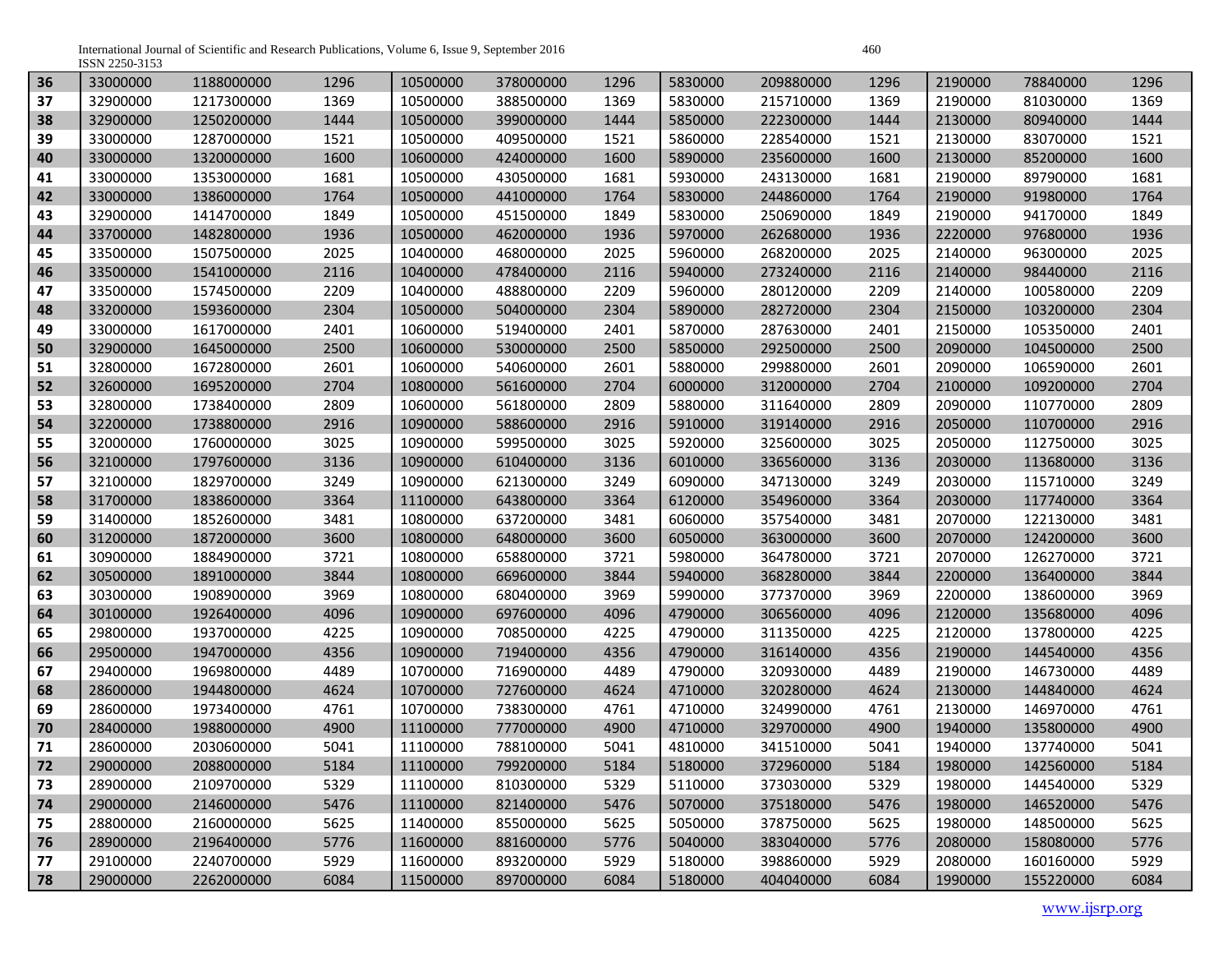| 36 | 33000000 | 1188000000 | 1296 | 10500000 | 378000000 | 1296 | 5830000 | 209880000 | 1296 | 2190000 | 78840000 | 1296 |
|---|---|---|---|---|---|---|---|---|---|---|---|---|
| 37 | 32900000 | 1217300000 | 1369 | 10500000 | 388500000 | 1369 | 5830000 | 215710000 | 1369 | 2190000 | 81030000 | 1369 |
| 38 | 32900000 | 1250200000 | 1444 | 10500000 | 399000000 | 1444 | 5850000 | 222300000 | 1444 | 2130000 | 80940000 | 1444 |
| 39 | 33000000 | 1287000000 | 1521 | 10500000 | 409500000 | 1521 | 5860000 | 228540000 | 1521 | 2130000 | 83070000 | 1521 |
| 40 | 33000000 | 1320000000 | 1600 | 10600000 | 424000000 | 1600 | 5890000 | 235600000 | 1600 | 2130000 | 85200000 | 1600 |
| 41 | 33000000 | 1353000000 | 1681 | 10500000 | 430500000 | 1681 | 5930000 | 243130000 | 1681 | 2190000 | 89790000 | 1681 |
| 42 | 33000000 | 1386000000 | 1764 | 10500000 | 441000000 | 1764 | 5830000 | 244860000 | 1764 | 2190000 | 91980000 | 1764 |
| 43 | 32900000 | 1414700000 | 1849 | 10500000 | 451500000 | 1849 | 5830000 | 250690000 | 1849 | 2190000 | 94170000 | 1849 |
| 44 | 33700000 | 1482800000 | 1936 | 10500000 | 462000000 | 1936 | 5970000 | 262680000 | 1936 | 2220000 | 97680000 | 1936 |
| 45 | 33500000 | 1507500000 | 2025 | 10400000 | 468000000 | 2025 | 5960000 | 268200000 | 2025 | 2140000 | 96300000 | 2025 |
| 46 | 33500000 | 1541000000 | 2116 | 10400000 | 478400000 | 2116 | 5940000 | 273240000 | 2116 | 2140000 | 98440000 | 2116 |
| 47 | 33500000 | 1574500000 | 2209 | 10400000 | 488800000 | 2209 | 5960000 | 280120000 | 2209 | 2140000 | 100580000 | 2209 |
| 48 | 33200000 | 1593600000 | 2304 | 10500000 | 504000000 | 2304 | 5890000 | 282720000 | 2304 | 2150000 | 103200000 | 2304 |
| 49 | 33000000 | 1617000000 | 2401 | 10600000 | 519400000 | 2401 | 5870000 | 287630000 | 2401 | 2150000 | 105350000 | 2401 |
| 50 | 32900000 | 1645000000 | 2500 | 10600000 | 530000000 | 2500 | 5850000 | 292500000 | 2500 | 2090000 | 104500000 | 2500 |
| 51 | 32800000 | 1672800000 | 2601 | 10600000 | 540600000 | 2601 | 5880000 | 299880000 | 2601 | 2090000 | 106590000 | 2601 |
| 52 | 32600000 | 1695200000 | 2704 | 10800000 | 561600000 | 2704 | 6000000 | 312000000 | 2704 | 2100000 | 109200000 | 2704 |
| 53 | 32800000 | 1738400000 | 2809 | 10600000 | 561800000 | 2809 | 5880000 | 311640000 | 2809 | 2090000 | 110770000 | 2809 |
| 54 | 32200000 | 1738800000 | 2916 | 10900000 | 588600000 | 2916 | 5910000 | 319140000 | 2916 | 2050000 | 110700000 | 2916 |
| 55 | 32000000 | 1760000000 | 3025 | 10900000 | 599500000 | 3025 | 5920000 | 325600000 | 3025 | 2050000 | 112750000 | 3025 |
| 56 | 32100000 | 1797600000 | 3136 | 10900000 | 610400000 | 3136 | 6010000 | 336560000 | 3136 | 2030000 | 113680000 | 3136 |
| 57 | 32100000 | 1829700000 | 3249 | 10900000 | 621300000 | 3249 | 6090000 | 347130000 | 3249 | 2030000 | 115710000 | 3249 |
| 58 | 31700000 | 1838600000 | 3364 | 11100000 | 643800000 | 3364 | 6120000 | 354960000 | 3364 | 2030000 | 117740000 | 3364 |
| 59 | 31400000 | 1852600000 | 3481 | 10800000 | 637200000 | 3481 | 6060000 | 357540000 | 3481 | 2070000 | 122130000 | 3481 |
| 60 | 31200000 | 1872000000 | 3600 | 10800000 | 648000000 | 3600 | 6050000 | 363000000 | 3600 | 2070000 | 124200000 | 3600 |
| 61 | 30900000 | 1884900000 | 3721 | 10800000 | 658800000 | 3721 | 5980000 | 364780000 | 3721 | 2070000 | 126270000 | 3721 |
| 62 | 30500000 | 1891000000 | 3844 | 10800000 | 669600000 | 3844 | 5940000 | 368280000 | 3844 | 2200000 | 136400000 | 3844 |
| 63 | 30300000 | 1908900000 | 3969 | 10800000 | 680400000 | 3969 | 5990000 | 377370000 | 3969 | 2200000 | 138600000 | 3969 |
| 64 | 30100000 | 1926400000 | 4096 | 10900000 | 697600000 | 4096 | 4790000 | 306560000 | 4096 | 2120000 | 135680000 | 4096 |
| 65 | 29800000 | 1937000000 | 4225 | 10900000 | 708500000 | 4225 | 4790000 | 311350000 | 4225 | 2120000 | 137800000 | 4225 |
| 66 | 29500000 | 1947000000 | 4356 | 10900000 | 719400000 | 4356 | 4790000 | 316140000 | 4356 | 2190000 | 144540000 | 4356 |
| 67 | 29400000 | 1969800000 | 4489 | 10700000 | 716900000 | 4489 | 4790000 | 320930000 | 4489 | 2190000 | 146730000 | 4489 |
| 68 | 28600000 | 1944800000 | 4624 | 10700000 | 727600000 | 4624 | 4710000 | 320280000 | 4624 | 2130000 | 144840000 | 4624 |
| 69 | 28600000 | 1973400000 | 4761 | 10700000 | 738300000 | 4761 | 4710000 | 324990000 | 4761 | 2130000 | 146970000 | 4761 |
| 70 | 28400000 | 1988000000 | 4900 | 11100000 | 777000000 | 4900 | 4710000 | 329700000 | 4900 | 1940000 | 135800000 | 4900 |
| 71 | 28600000 | 2030600000 | 5041 | 11100000 | 788100000 | 5041 | 4810000 | 341510000 | 5041 | 1940000 | 137740000 | 5041 |
| 72 | 29000000 | 2088000000 | 5184 | 11100000 | 799200000 | 5184 | 5180000 | 372960000 | 5184 | 1980000 | 142560000 | 5184 |
| 73 | 28900000 | 2109700000 | 5329 | 11100000 | 810300000 | 5329 | 5110000 | 373030000 | 5329 | 1980000 | 144540000 | 5329 |
| 74 | 29000000 | 2146000000 | 5476 | 11100000 | 821400000 | 5476 | 5070000 | 375180000 | 5476 | 1980000 | 146520000 | 5476 |
| 75 | 28800000 | 2160000000 | 5625 | 11400000 | 855000000 | 5625 | 5050000 | 378750000 | 5625 | 1980000 | 148500000 | 5625 |
| 76 | 28900000 | 2196400000 | 5776 | 11600000 | 881600000 | 5776 | 5040000 | 383040000 | 5776 | 2080000 | 158080000 | 5776 |
| 77 | 29100000 | 2240700000 | 5929 | 11600000 | 893200000 | 5929 | 5180000 | 398860000 | 5929 | 2080000 | 160160000 | 5929 |
| 78 | 29000000 | 2262000000 | 6084 | 11500000 | 897000000 | 6084 | 5180000 | 404040000 | 6084 | 1990000 | 155220000 | 6084 |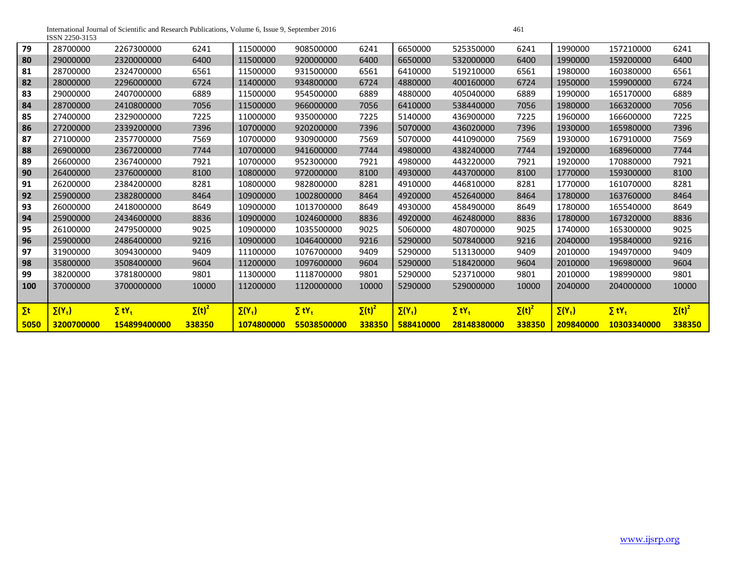| 79 | 28700000 | 2267300000 | 6241 | 11500000 | 908500000 | 6241 | 6650000 | 525350000 | 6241 | 1990000 | 157210000 | 6241 |
|---|---|---|---|---|---|---|---|---|---|---|---|---|
| 80 | 29000000 | 2320000000 | 6400 | 11500000 | 920000000 | 6400 | 6650000 | 532000000 | 6400 | 1990000 | 159200000 | 6400 |
| 81 | 28700000 | 2324700000 | 6561 | 11500000 | 931500000 | 6561 | 6410000 | 519210000 | 6561 | 1980000 | 160380000 | 6561 |
| 82 | 28000000 | 2296000000 | 6724 | 11400000 | 934800000 | 6724 | 4880000 | 400160000 | 6724 | 1950000 | 159900000 | 6724 |
| 83 | 29000000 | 2407000000 | 6889 | 11500000 | 954500000 | 6889 | 4880000 | 405040000 | 6889 | 1990000 | 165170000 | 6889 |
| 84 | 28700000 | 2410800000 | 7056 | 11500000 | 966000000 | 7056 | 6410000 | 538440000 | 7056 | 1980000 | 166320000 | 7056 |
| 85 | 27400000 | 2329000000 | 7225 | 11000000 | 935000000 | 7225 | 5140000 | 436900000 | 7225 | 1960000 | 166600000 | 7225 |
| 86 | 27200000 | 2339200000 | 7396 | 10700000 | 920200000 | 7396 | 5070000 | 436020000 | 7396 | 1930000 | 165980000 | 7396 |
| 87 | 27100000 | 2357700000 | 7569 | 10700000 | 930900000 | 7569 | 5070000 | 441090000 | 7569 | 1930000 | 167910000 | 7569 |
| 88 | 26900000 | 2367200000 | 7744 | 10700000 | 941600000 | 7744 | 4980000 | 438240000 | 7744 | 1920000 | 168960000 | 7744 |
| 89 | 26600000 | 2367400000 | 7921 | 10700000 | 952300000 | 7921 | 4980000 | 443220000 | 7921 | 1920000 | 170880000 | 7921 |
| 90 | 26400000 | 2376000000 | 8100 | 10800000 | 972000000 | 8100 | 4930000 | 443700000 | 8100 | 1770000 | 159300000 | 8100 |
| 91 | 26200000 | 2384200000 | 8281 | 10800000 | 982800000 | 8281 | 4910000 | 446810000 | 8281 | 1770000 | 161070000 | 8281 |
| 92 | 25900000 | 2382800000 | 8464 | 10900000 | 1002800000 | 8464 | 4920000 | 452640000 | 8464 | 1780000 | 163760000 | 8464 |
| 93 | 26000000 | 2418000000 | 8649 | 10900000 | 1013700000 | 8649 | 4930000 | 458490000 | 8649 | 1780000 | 165540000 | 8649 |
| 94 | 25900000 | 2434600000 | 8836 | 10900000 | 1024600000 | 8836 | 4920000 | 462480000 | 8836 | 1780000 | 167320000 | 8836 |
| 95 | 26100000 | 2479500000 | 9025 | 10900000 | 1035500000 | 9025 | 5060000 | 480700000 | 9025 | 1740000 | 165300000 | 9025 |
| 96 | 25900000 | 2486400000 | 9216 | 10900000 | 1046400000 | 9216 | 5290000 | 507840000 | 9216 | 2040000 | 195840000 | 9216 |
| 97 | 31900000 | 3094300000 | 9409 | 11100000 | 1076700000 | 9409 | 5290000 | 513130000 | 9409 | 2010000 | 194970000 | 9409 |
| 98 | 35800000 | 3508400000 | 9604 | 11200000 | 1097600000 | 9604 | 5290000 | 518420000 | 9604 | 2010000 | 196980000 | 9604 |
| 99 | 38200000 | 3781800000 | 9801 | 11300000 | 1118700000 | 9801 | 5290000 | 523710000 | 9801 | 2010000 | 198990000 | 9801 |
| 100 | 37000000 | 3700000000 | 10000 | 11200000 | 1120000000 | 10000 | 5290000 | 529000000 | 10000 | 2040000 | 204000000 | 10000 |
| **∑t** | **$\sum(Y_t)$** | **$\sum tY_t$** | **$\sum(t)^2$** | **$\sum(Y_t)$** | **$\sum tY_t$** | **$\sum(t)^2$** | **$\sum(Y_t)$** | **$\sum tY_t$** | **$\sum(t)^2$** | **$\sum(Y_t)$** | **$\sum tY_t$** | **$\sum(t)^2$** |
| **5050** | **3200700000** | **154899400000** | **338350** | **1074800000** | **55038500000** | **338350** | **588410000** | **28148380000** | **338350** | **209840000** | **10303340000** | **338350** |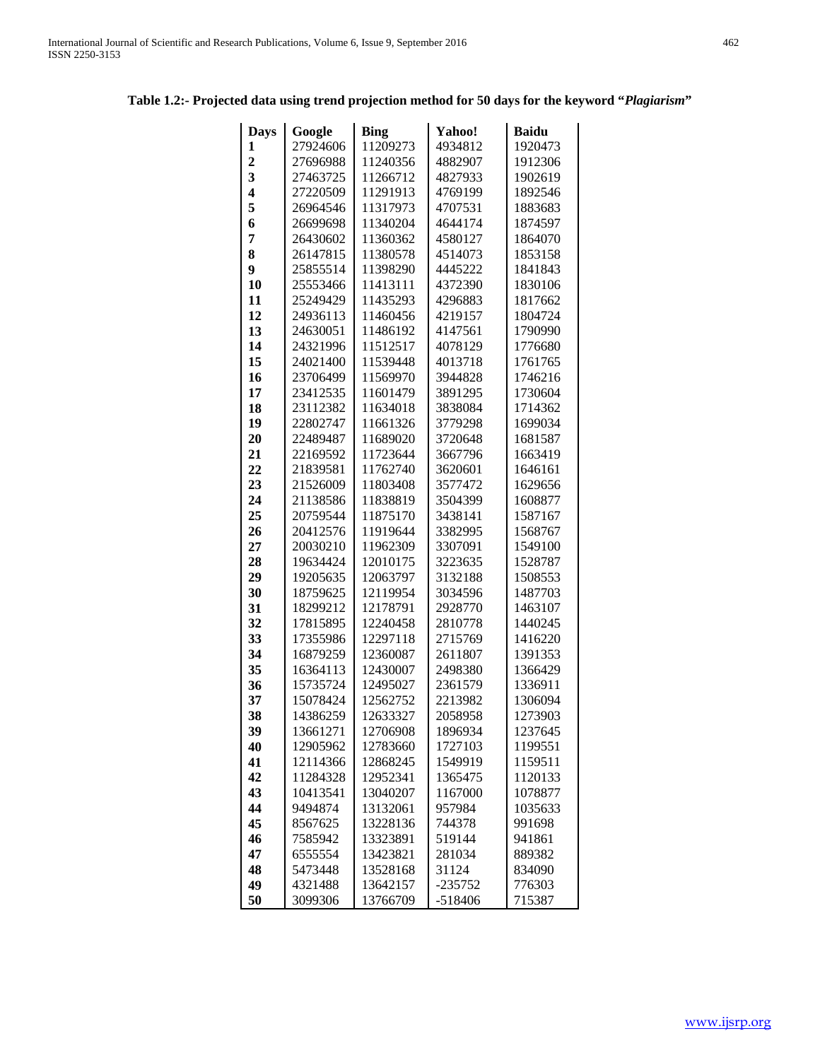**Table 1.2:- Projected data using trend projection method for 50 days for the keyword "*Plagiarism*"**

| Days | Google | Bing | Yahoo! | Baidu |
|---|---|---|---|---|
| 1 | 27924606 | 11209273 | 4934812 | 1920473 |
| 2 | 27696988 | 11240356 | 4882907 | 1912306 |
| 3 | 27463725 | 11266712 | 4827933 | 1902619 |
| 4 | 27220509 | 11291913 | 4769199 | 1892546 |
| 5 | 26964546 | 11317973 | 4707531 | 1883683 |
| 6 | 26699698 | 11340204 | 4644174 | 1874597 |
| 7 | 26430602 | 11360362 | 4580127 | 1864070 |
| 8 | 26147815 | 11380578 | 4514073 | 1853158 |
| 9 | 25855514 | 11398290 | 4445222 | 1841843 |
| 10 | 25553466 | 11413111 | 4372390 | 1830106 |
| 11 | 25249429 | 11435293 | 4296883 | 1817662 |
| 12 | 24936113 | 11460456 | 4219157 | 1804724 |
| 13 | 24630051 | 11486192 | 4147561 | 1790990 |
| 14 | 24321996 | 11512517 | 4078129 | 1776680 |
| 15 | 24021400 | 11539448 | 4013718 | 1761765 |
| 16 | 23706499 | 11569970 | 3944828 | 1746216 |
| 17 | 23412535 | 11601479 | 3891295 | 1730604 |
| 18 | 23112382 | 11634018 | 3838084 | 1714362 |
| 19 | 22802747 | 11661326 | 3779298 | 1699034 |
| 20 | 22489487 | 11689020 | 3720648 | 1681587 |
| 21 | 22169592 | 11723644 | 3667796 | 1663419 |
| 22 | 21839581 | 11762740 | 3620601 | 1646161 |
| 23 | 21526009 | 11803408 | 3577472 | 1629656 |
| 24 | 21138586 | 11838819 | 3504399 | 1608877 |
| 25 | 20759544 | 11875170 | 3438141 | 1587167 |
| 26 | 20412576 | 11919644 | 3382995 | 1568767 |
| 27 | 20030210 | 11962309 | 3307091 | 1549100 |
| 28 | 19634424 | 12010175 | 3223635 | 1528787 |
| 29 | 19205635 | 12063797 | 3132188 | 1508553 |
| 30 | 18759625 | 12119954 | 3034596 | 1487703 |
| 31 | 18299212 | 12178791 | 2928770 | 1463107 |
| 32 | 17815895 | 12240458 | 2810778 | 1440245 |
| 33 | 17355986 | 12297118 | 2715769 | 1416220 |
| 34 | 16879259 | 12360087 | 2611807 | 1391353 |
| 35 | 16364113 | 12430007 | 2498380 | 1366429 |
| 36 | 15735724 | 12495027 | 2361579 | 1336911 |
| 37 | 15078424 | 12562752 | 2213982 | 1306094 |
| 38 | 14386259 | 12633327 | 2058958 | 1273903 |
| 39 | 13661271 | 12706908 | 1896934 | 1237645 |
| 40 | 12905962 | 12783660 | 1727103 | 1199551 |
| 41 | 12114366 | 12868245 | 1549919 | 1159511 |
| 42 | 11284328 | 12952341 | 1365475 | 1120133 |
| 43 | 10413541 | 13040207 | 1167000 | 1078877 |
| 44 | 9494874 | 13132061 | 957984 | 1035633 |
| 45 | 8567625 | 13228136 | 744378 | 991698 |
| 46 | 7585942 | 13323891 | 519144 | 941861 |
| 47 | 6555554 | 13423821 | 281034 | 889382 |
| 48 | 5473448 | 13528168 | 31124 | 834090 |
| 49 | 4321488 | 13642157 | -235752 | 776303 |
| 50 | 3099306 | 13766709 | -518406 | 715387 |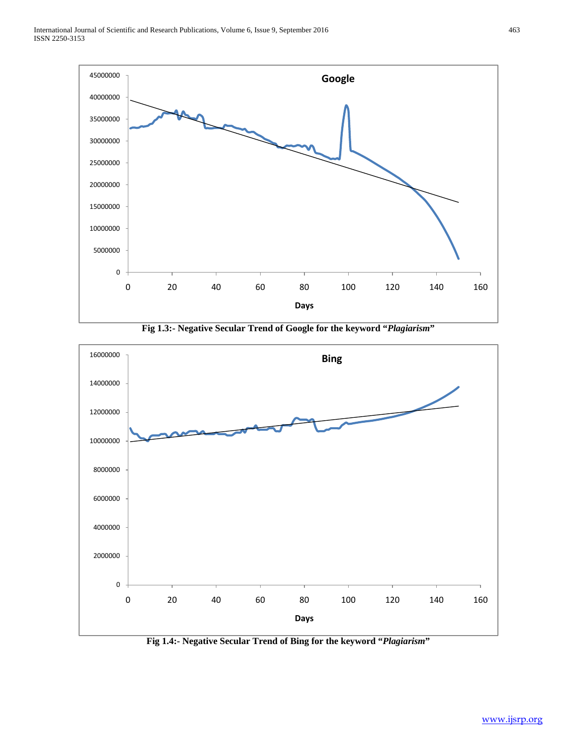Fig 1.3:- Negative Secular Trend of Google for the keyword "*Plagiarism*"

Fig 1.4:- Negative Secular Trend of Bing for the keyword "*Plagiarism*"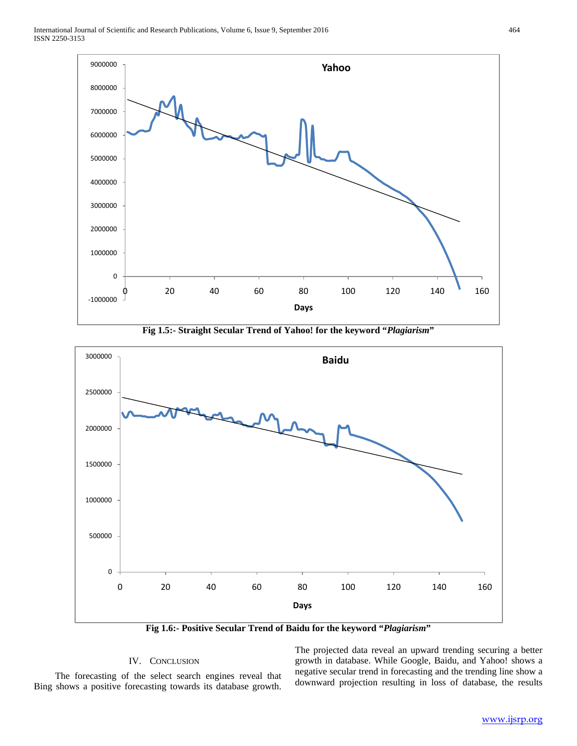Fig 1.5:- Straight Secular Trend of Yahoo! for the keyword "*Plagiarism*"

Fig 1.6:- Positive Secular Trend of Baidu for the keyword "*Plagiarism*"

## IV. Conclusion

The forecasting of the select search engines reveal that Bing shows a positive forecasting towards its database growth. The projected data reveal an upward trending securing a better growth in database. While Google, Baidu, and Yahoo! shows a negative secular trend in forecasting and the trending line show a downward projection resulting in loss of database, the results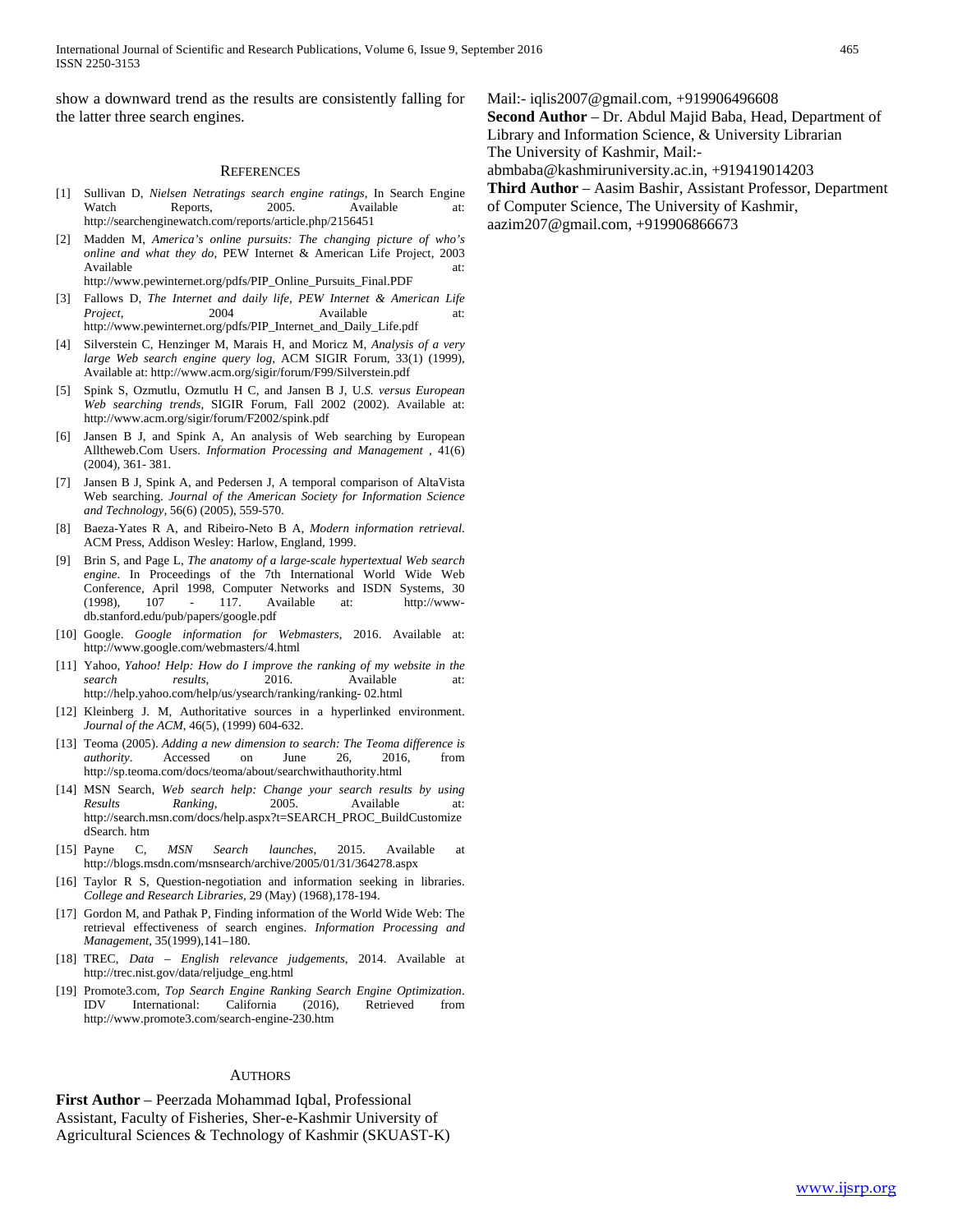show a downward trend as the results are consistently falling for the latter three search engines.

## REFERENCES

[1] Sullivan D, *Nielsen Netratings search engine ratings*, In Search Engine Watch Reports, 2005. Available at: http://searchenginewatch.com/reports/article.php/2156451

[2] Madden M, *America's online pursuits: The changing picture of who's online and what they do*, PEW Internet & American Life Project, 2003 Available at: http://www.pewinternet.org/pdfs/PIP_Online_Pursuits_Final.PDF

[3] Fallows D, *The Internet and daily life, PEW Internet & American Life Project*, 2004 Available at: http://www.pewinternet.org/pdfs/PIP_Internet_and_Daily_Life.pdf

[4] Silverstein C, Henzinger M, Marais H, and Moricz M, *Analysis of a very large Web search engine query log*, ACM SIGIR Forum, 33(1) (1999), Available at: http://www.acm.org/sigir/forum/F99/Silverstein.pdf

[5] Spink S, Ozmutlu, Ozmutlu H C, and Jansen B J, U.*S. versus European Web searching trends*, SIGIR Forum, Fall 2002 (2002). Available at: http://www.acm.org/sigir/forum/F2002/spink.pdf

[6] Jansen B J, and Spink A, An analysis of Web searching by European Alltheweb.Com Users. *Information Processing and Management* , 41(6) (2004), 361- 381.

[7] Jansen B J, Spink A, and Pedersen J, A temporal comparison of AltaVista Web searching. *Journal of the American Society for Information Science and Technology*, 56(6) (2005), 559-570.

[8] Baeza-Yates R A, and Ribeiro-Neto B A, *Modern information retrieval*. ACM Press, Addison Wesley: Harlow, England, 1999.

[9] Brin S, and Page L, *The anatomy of a large-scale hypertextual Web search engine*. In Proceedings of the 7th International World Wide Web Conference, April 1998, Computer Networks and ISDN Systems, 30 (1998), 107 - 117. Available at: http://www-db.stanford.edu/pub/papers/google.pdf

[10] Google. *Google information for Webmasters*, 2016. Available at: http://www.google.com/webmasters/4.html

[11] Yahoo, *Yahoo! Help: How do I improve the ranking of my website in the search results*, 2016. Available at: http://help.yahoo.com/help/us/ysearch/ranking/ranking- 02.html

[12] Kleinberg J. M, Authoritative sources in a hyperlinked environment. *Journal of the ACM*, 46(5), (1999) 604-632.

[13] Teoma (2005). *Adding a new dimension to search: The Teoma difference is authority*. Accessed on June 26, 2016, from http://sp.teoma.com/docs/teoma/about/searchwithauthority.html

[14] MSN Search, *Web search help: Change your search results by using Results Ranking*, 2005. Available at: http://search.msn.com/docs/help.aspx?t=SEARCH_PROC_BuildCustomizedSearch. htm

[15] Payne C, *MSN Search launches*, 2015. Available at http://blogs.msdn.com/msnsearch/archive/2005/01/31/364278.aspx

[16] Taylor R S, Question-negotiation and information seeking in libraries. *College and Research Libraries*, 29 (May) (1968),178-194.

[17] Gordon M, and Pathak P, Finding information of the World Wide Web: The retrieval effectiveness of search engines. *Information Processing and Management*, 35(1999),141–180.

[18] TREC, *Data – English relevance judgements*, 2014. Available at http://trec.nist.gov/data/reljudge_eng.html

[19] Promote3.com, *Top Search Engine Ranking Search Engine Optimization*. IDV International: California (2016), Retrieved from http://www.promote3.com/search-engine-230.htm

## AUTHORS

**First Author** – Peerzada Mohammad Iqbal, Professional Assistant, Faculty of Fisheries, Sher-e-Kashmir University of Agricultural Sciences & Technology of Kashmir (SKUAST-K) Mail:- iqlis2007@gmail.com, +919906496608

**Second Author** – Dr. Abdul Majid Baba, Head, Department of Library and Information Science, & University Librarian The University of Kashmir, Mail:- abmbaba@kashmiruniversity.ac.in, +919419014203

**Third Author** – Aasim Bashir, Assistant Professor, Department of Computer Science, The University of Kashmir, aazim207@gmail.com, +919906866673